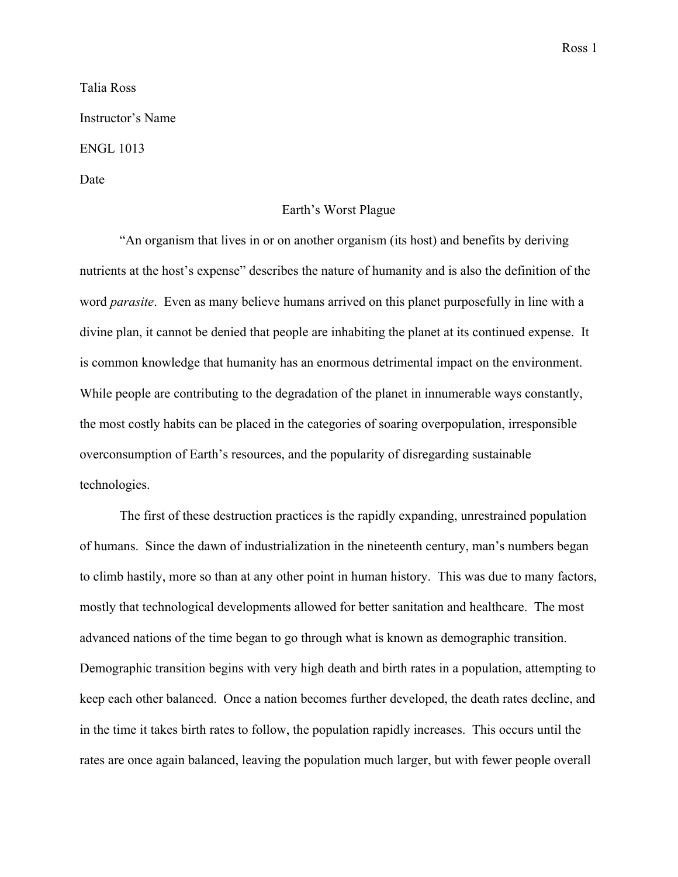Talia Ross

Instructor's Name

ENGL 1013

Date

# Earth's Worst Plague

"An organism that lives in or on another organism (its host) and benefits by deriving nutrients at the host's expense" describes the nature of humanity and is also the definition of the word *parasite*. Even as many believe humans arrived on this planet purposefully in line with a divine plan, it cannot be denied that people are inhabiting the planet at its continued expense. It is common knowledge that humanity has an enormous detrimental impact on the environment. While people are contributing to the degradation of the planet in innumerable ways constantly, the most costly habits can be placed in the categories of soaring overpopulation, irresponsible overconsumption of Earth's resources, and the popularity of disregarding sustainable technologies.

The first of these destruction practices is the rapidly expanding, unrestrained population of humans. Since the dawn of industrialization in the nineteenth century, man's numbers began to climb hastily, more so than at any other point in human history. This was due to many factors, mostly that technological developments allowed for better sanitation and healthcare. The most advanced nations of the time began to go through what is known as demographic transition. Demographic transition begins with very high death and birth rates in a population, attempting to keep each other balanced. Once a nation becomes further developed, the death rates decline, and in the time it takes birth rates to follow, the population rapidly increases. This occurs until the rates are once again balanced, leaving the population much larger, but with fewer people overall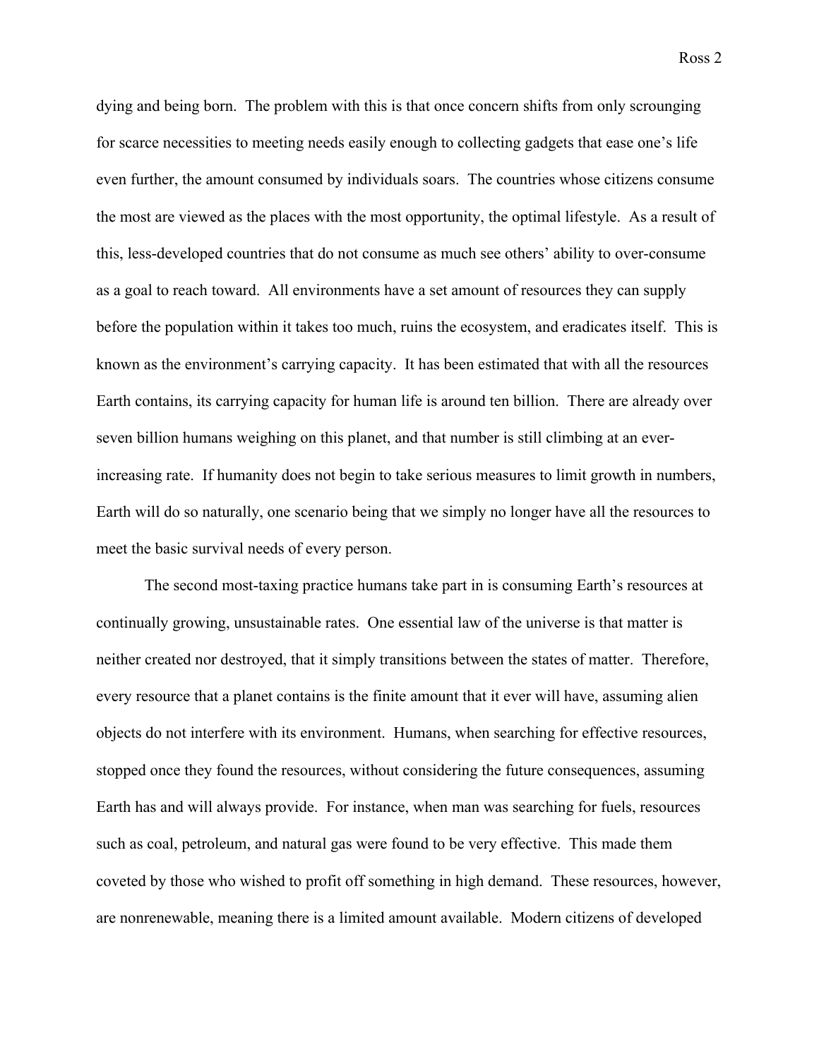dying and being born. The problem with this is that once concern shifts from only scrounging for scarce necessities to meeting needs easily enough to collecting gadgets that ease one's life even further, the amount consumed by individuals soars. The countries whose citizens consume the most are viewed as the places with the most opportunity, the optimal lifestyle. As a result of this, less-developed countries that do not consume as much see others' ability to over-consume as a goal to reach toward. All environments have a set amount of resources they can supply before the population within it takes too much, ruins the ecosystem, and eradicates itself. This is known as the environment's carrying capacity. It has been estimated that with all the resources Earth contains, its carrying capacity for human life is around ten billion. There are already over seven billion humans weighing on this planet, and that number is still climbing at an ever-increasing rate. If humanity does not begin to take serious measures to limit growth in numbers, Earth will do so naturally, one scenario being that we simply no longer have all the resources to meet the basic survival needs of every person.

The second most-taxing practice humans take part in is consuming Earth's resources at continually growing, unsustainable rates. One essential law of the universe is that matter is neither created nor destroyed, that it simply transitions between the states of matter. Therefore, every resource that a planet contains is the finite amount that it ever will have, assuming alien objects do not interfere with its environment. Humans, when searching for effective resources, stopped once they found the resources, without considering the future consequences, assuming Earth has and will always provide. For instance, when man was searching for fuels, resources such as coal, petroleum, and natural gas were found to be very effective. This made them coveted by those who wished to profit off something in high demand. These resources, however, are nonrenewable, meaning there is a limited amount available. Modern citizens of developed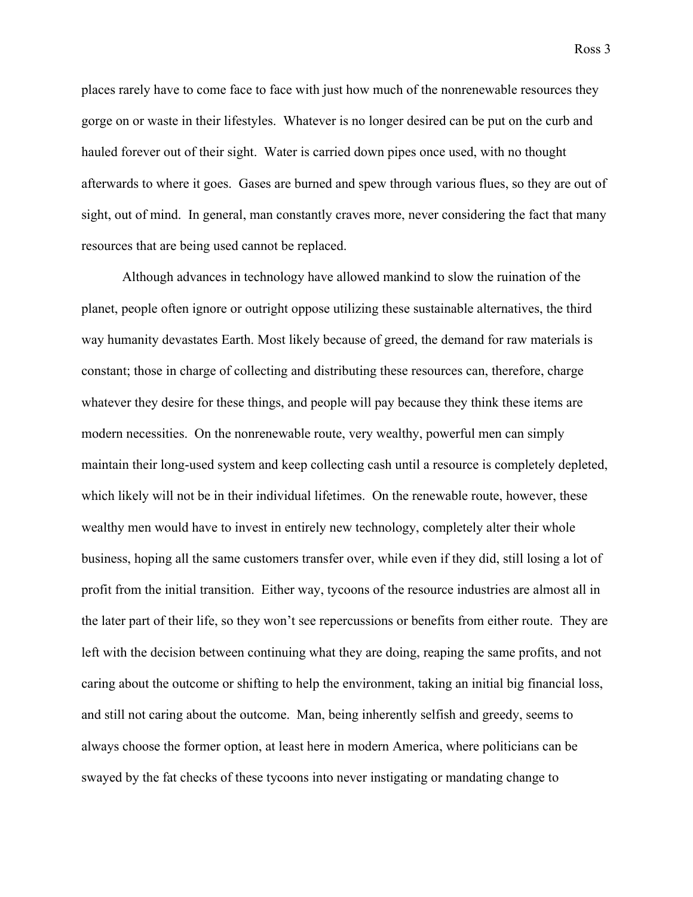places rarely have to come face to face with just how much of the nonrenewable resources they gorge on or waste in their lifestyles. Whatever is no longer desired can be put on the curb and hauled forever out of their sight. Water is carried down pipes once used, with no thought afterwards to where it goes. Gases are burned and spew through various flues, so they are out of sight, out of mind. In general, man constantly craves more, never considering the fact that many resources that are being used cannot be replaced.

Although advances in technology have allowed mankind to slow the ruination of the planet, people often ignore or outright oppose utilizing these sustainable alternatives, the third way humanity devastates Earth. Most likely because of greed, the demand for raw materials is constant; those in charge of collecting and distributing these resources can, therefore, charge whatever they desire for these things, and people will pay because they think these items are modern necessities. On the nonrenewable route, very wealthy, powerful men can simply maintain their long-used system and keep collecting cash until a resource is completely depleted, which likely will not be in their individual lifetimes. On the renewable route, however, these wealthy men would have to invest in entirely new technology, completely alter their whole business, hoping all the same customers transfer over, while even if they did, still losing a lot of profit from the initial transition. Either way, tycoons of the resource industries are almost all in the later part of their life, so they won't see repercussions or benefits from either route. They are left with the decision between continuing what they are doing, reaping the same profits, and not caring about the outcome or shifting to help the environment, taking an initial big financial loss, and still not caring about the outcome. Man, being inherently selfish and greedy, seems to always choose the former option, at least here in modern America, where politicians can be swayed by the fat checks of these tycoons into never instigating or mandating change to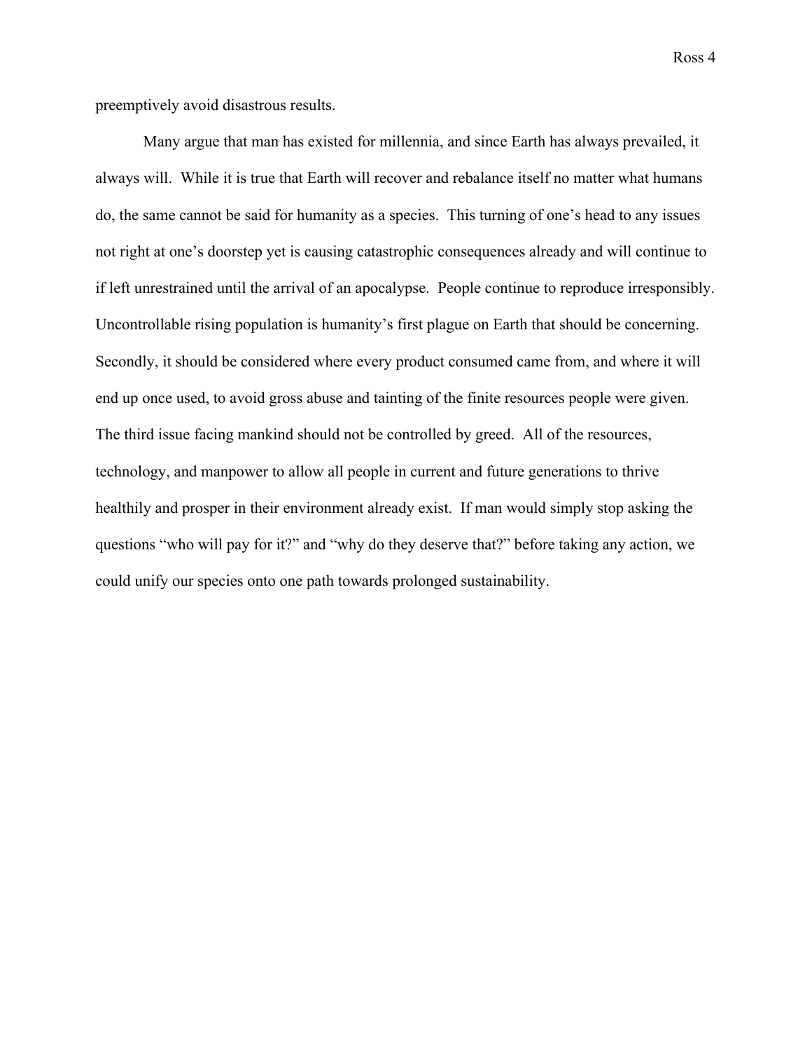preemptively avoid disastrous results.

Many argue that man has existed for millennia, and since Earth has always prevailed, it always will. While it is true that Earth will recover and rebalance itself no matter what humans do, the same cannot be said for humanity as a species. This turning of one's head to any issues not right at one's doorstep yet is causing catastrophic consequences already and will continue to if left unrestrained until the arrival of an apocalypse. People continue to reproduce irresponsibly. Uncontrollable rising population is humanity's first plague on Earth that should be concerning. Secondly, it should be considered where every product consumed came from, and where it will end up once used, to avoid gross abuse and tainting of the finite resources people were given. The third issue facing mankind should not be controlled by greed. All of the resources, technology, and manpower to allow all people in current and future generations to thrive healthily and prosper in their environment already exist. If man would simply stop asking the questions "who will pay for it?" and "why do they deserve that?" before taking any action, we could unify our species onto one path towards prolonged sustainability.